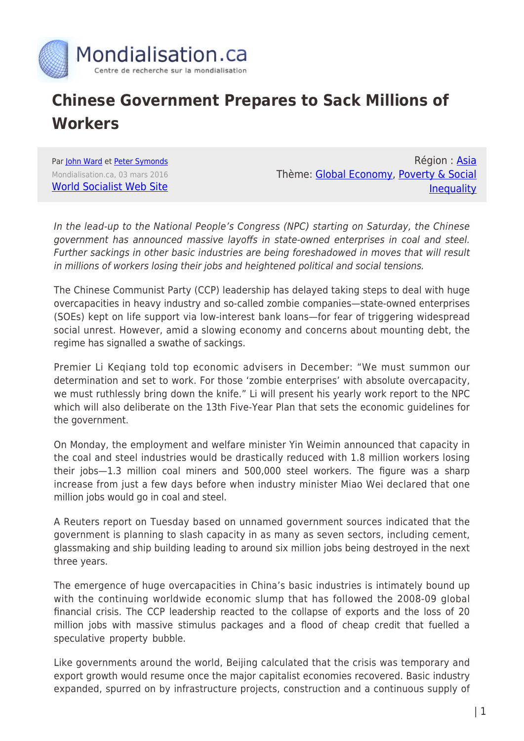# Chinese Government Prepares to Sack Millions of Workers

Par John Ward et Peter Symonds
Mondialisation.ca, 03 mars 2016
World Socialist Web Site

Région : Asia
Thème: Global Economy, Poverty & Social Inequality

*In the lead-up to the National People's Congress (NPC) starting on Saturday, the Chinese government has announced massive layoffs in state-owned enterprises in coal and steel. Further sackings in other basic industries are being foreshadowed in moves that will result in millions of workers losing their jobs and heightened political and social tensions.*

The Chinese Communist Party (CCP) leadership has delayed taking steps to deal with huge overcapacities in heavy industry and so-called zombie companies—state-owned enterprises (SOEs) kept on life support via low-interest bank loans—for fear of triggering widespread social unrest. However, amid a slowing economy and concerns about mounting debt, the regime has signalled a swathe of sackings.

Premier Li Keqiang told top economic advisers in December: "We must summon our determination and set to work. For those 'zombie enterprises' with absolute overcapacity, we must ruthlessly bring down the knife." Li will present his yearly work report to the NPC which will also deliberate on the 13th Five-Year Plan that sets the economic guidelines for the government.

On Monday, the employment and welfare minister Yin Weimin announced that capacity in the coal and steel industries would be drastically reduced with 1.8 million workers losing their jobs—1.3 million coal miners and 500,000 steel workers. The figure was a sharp increase from just a few days before when industry minister Miao Wei declared that one million jobs would go in coal and steel.

A Reuters report on Tuesday based on unnamed government sources indicated that the government is planning to slash capacity in as many as seven sectors, including cement, glassmaking and ship building leading to around six million jobs being destroyed in the next three years.

The emergence of huge overcapacities in China's basic industries is intimately bound up with the continuing worldwide economic slump that has followed the 2008-09 global financial crisis. The CCP leadership reacted to the collapse of exports and the loss of 20 million jobs with massive stimulus packages and a flood of cheap credit that fuelled a speculative property bubble.

Like governments around the world, Beijing calculated that the crisis was temporary and export growth would resume once the major capitalist economies recovered. Basic industry expanded, spurred on by infrastructure projects, construction and a continuous supply of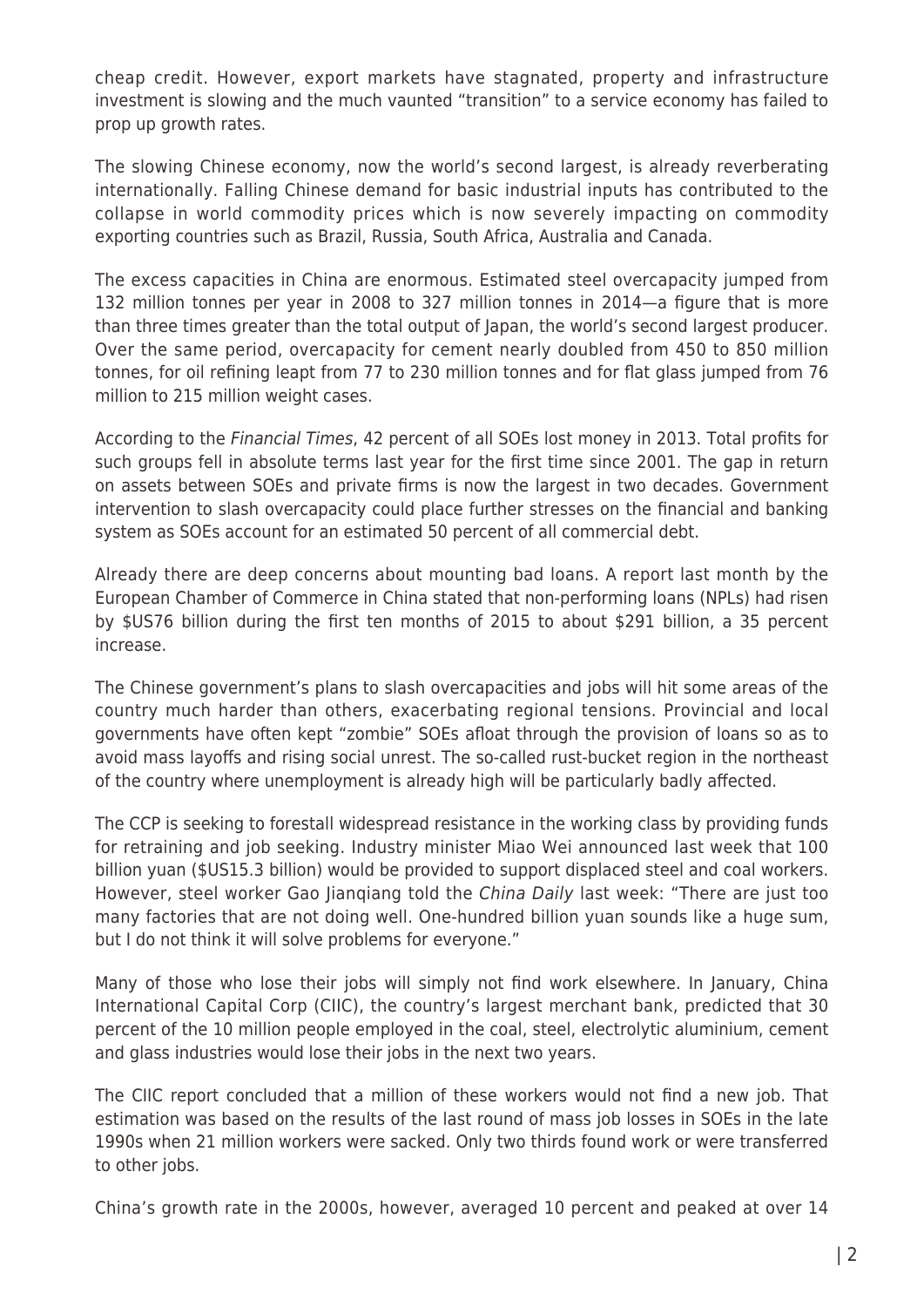cheap credit. However, export markets have stagnated, property and infrastructure investment is slowing and the much vaunted "transition" to a service economy has failed to prop up growth rates.

The slowing Chinese economy, now the world's second largest, is already reverberating internationally. Falling Chinese demand for basic industrial inputs has contributed to the collapse in world commodity prices which is now severely impacting on commodity exporting countries such as Brazil, Russia, South Africa, Australia and Canada.

The excess capacities in China are enormous. Estimated steel overcapacity jumped from 132 million tonnes per year in 2008 to 327 million tonnes in 2014—a figure that is more than three times greater than the total output of Japan, the world's second largest producer. Over the same period, overcapacity for cement nearly doubled from 450 to 850 million tonnes, for oil refining leapt from 77 to 230 million tonnes and for flat glass jumped from 76 million to 215 million weight cases.

According to the *Financial Times*, 42 percent of all SOEs lost money in 2013. Total profits for such groups fell in absolute terms last year for the first time since 2001. The gap in return on assets between SOEs and private firms is now the largest in two decades. Government intervention to slash overcapacity could place further stresses on the financial and banking system as SOEs account for an estimated 50 percent of all commercial debt.

Already there are deep concerns about mounting bad loans. A report last month by the European Chamber of Commerce in China stated that non-performing loans (NPLs) had risen by $US76 billion during the first ten months of 2015 to about $291 billion, a 35 percent increase.

The Chinese government's plans to slash overcapacities and jobs will hit some areas of the country much harder than others, exacerbating regional tensions. Provincial and local governments have often kept "zombie" SOEs afloat through the provision of loans so as to avoid mass layoffs and rising social unrest. The so-called rust-bucket region in the northeast of the country where unemployment is already high will be particularly badly affected.

The CCP is seeking to forestall widespread resistance in the working class by providing funds for retraining and job seeking. Industry minister Miao Wei announced last week that 100 billion yuan ($US15.3 billion) would be provided to support displaced steel and coal workers. However, steel worker Gao Jianqiang told the *China Daily* last week: "There are just too many factories that are not doing well. One-hundred billion yuan sounds like a huge sum, but I do not think it will solve problems for everyone."

Many of those who lose their jobs will simply not find work elsewhere. In January, China International Capital Corp (CIIC), the country's largest merchant bank, predicted that 30 percent of the 10 million people employed in the coal, steel, electrolytic aluminium, cement and glass industries would lose their jobs in the next two years.

The CIIC report concluded that a million of these workers would not find a new job. That estimation was based on the results of the last round of mass job losses in SOEs in the late 1990s when 21 million workers were sacked. Only two thirds found work or were transferred to other jobs.

China's growth rate in the 2000s, however, averaged 10 percent and peaked at over 14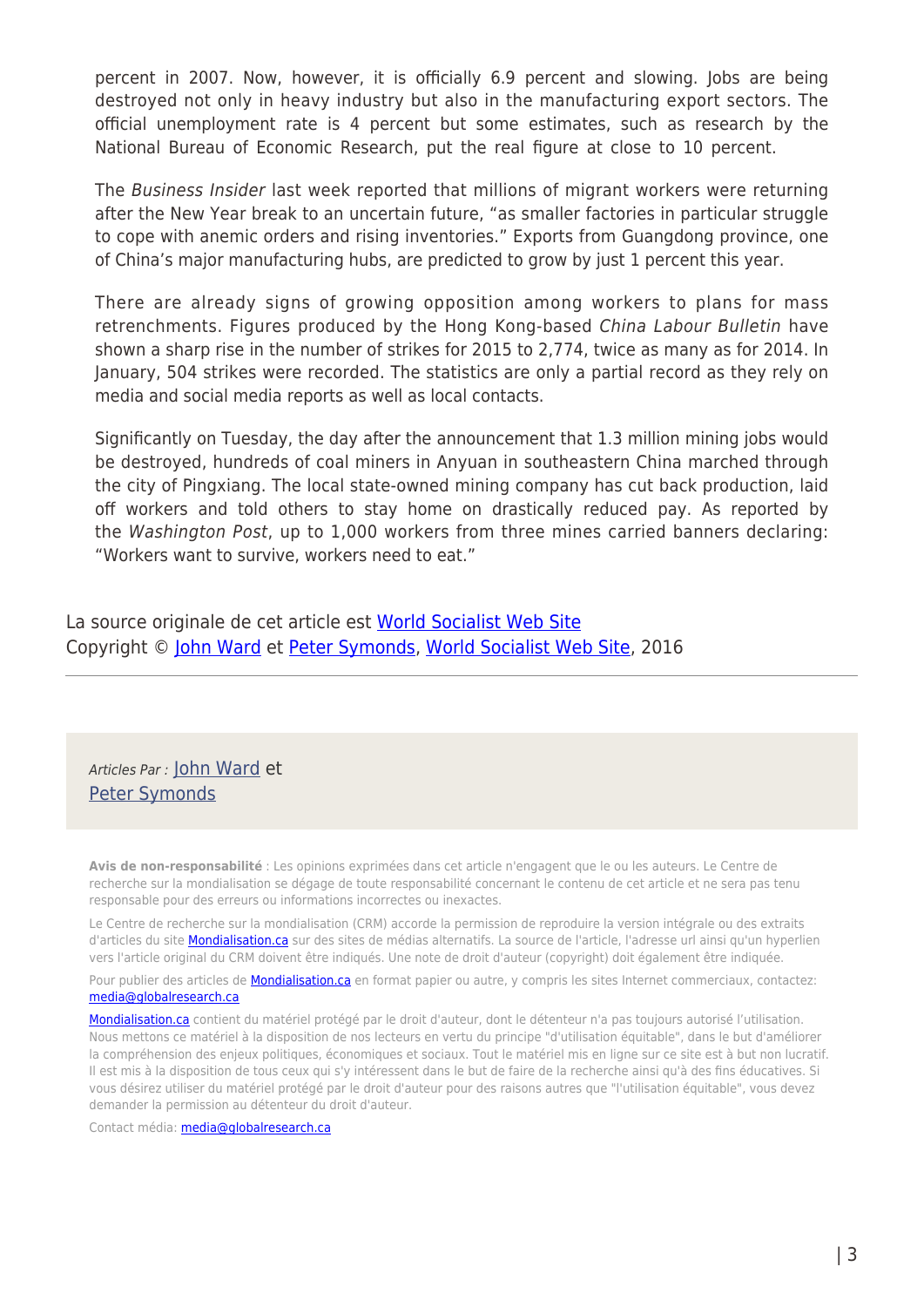percent in 2007. Now, however, it is officially 6.9 percent and slowing. Jobs are being destroyed not only in heavy industry but also in the manufacturing export sectors. The official unemployment rate is 4 percent but some estimates, such as research by the National Bureau of Economic Research, put the real figure at close to 10 percent.

The *Business Insider* last week reported that millions of migrant workers were returning after the New Year break to an uncertain future, "as smaller factories in particular struggle to cope with anemic orders and rising inventories." Exports from Guangdong province, one of China's major manufacturing hubs, are predicted to grow by just 1 percent this year.

There are already signs of growing opposition among workers to plans for mass retrenchments. Figures produced by the Hong Kong-based *China Labour Bulletin* have shown a sharp rise in the number of strikes for 2015 to 2,774, twice as many as for 2014. In January, 504 strikes were recorded. The statistics are only a partial record as they rely on media and social media reports as well as local contacts.

Significantly on Tuesday, the day after the announcement that 1.3 million mining jobs would be destroyed, hundreds of coal miners in Anyuan in southeastern China marched through the city of Pingxiang. The local state-owned mining company has cut back production, laid off workers and told others to stay home on drastically reduced pay. As reported by the *Washington Post*, up to 1,000 workers from three mines carried banners declaring: "Workers want to survive, workers need to eat."

La source originale de cet article est World Socialist Web Site
Copyright © John Ward et Peter Symonds, World Socialist Web Site, 2016

---

*Articles Par :* John Ward et
Peter Symonds

**Avis de non-responsabilité** : Les opinions exprimées dans cet article n'engagent que le ou les auteurs. Le Centre de recherche sur la mondialisation se dégage de toute responsabilité concernant le contenu de cet article et ne sera pas tenu responsable pour des erreurs ou informations incorrectes ou inexactes.

Le Centre de recherche sur la mondialisation (CRM) accorde la permission de reproduire la version intégrale ou des extraits d'articles du site Mondialisation.ca sur des sites de médias alternatifs. La source de l'article, l'adresse url ainsi qu'un hyperlien vers l'article original du CRM doivent être indiqués. Une note de droit d'auteur (copyright) doit également être indiquée.

Pour publier des articles de Mondialisation.ca en format papier ou autre, y compris les sites Internet commerciaux, contactez: media@globalresearch.ca

Mondialisation.ca contient du matériel protégé par le droit d'auteur, dont le détenteur n'a pas toujours autorisé l'utilisation. Nous mettons ce matériel à la disposition de nos lecteurs en vertu du principe "d'utilisation équitable", dans le but d'améliorer la compréhension des enjeux politiques, économiques et sociaux. Tout le matériel mis en ligne sur ce site est à but non lucratif. Il est mis à la disposition de tous ceux qui s'y intéressent dans le but de faire de la recherche ainsi qu'à des fins éducatives. Si vous désirez utiliser du matériel protégé par le droit d'auteur pour des raisons autres que "l'utilisation équitable", vous devez demander la permission au détenteur du droit d'auteur.

Contact média: media@globalresearch.ca